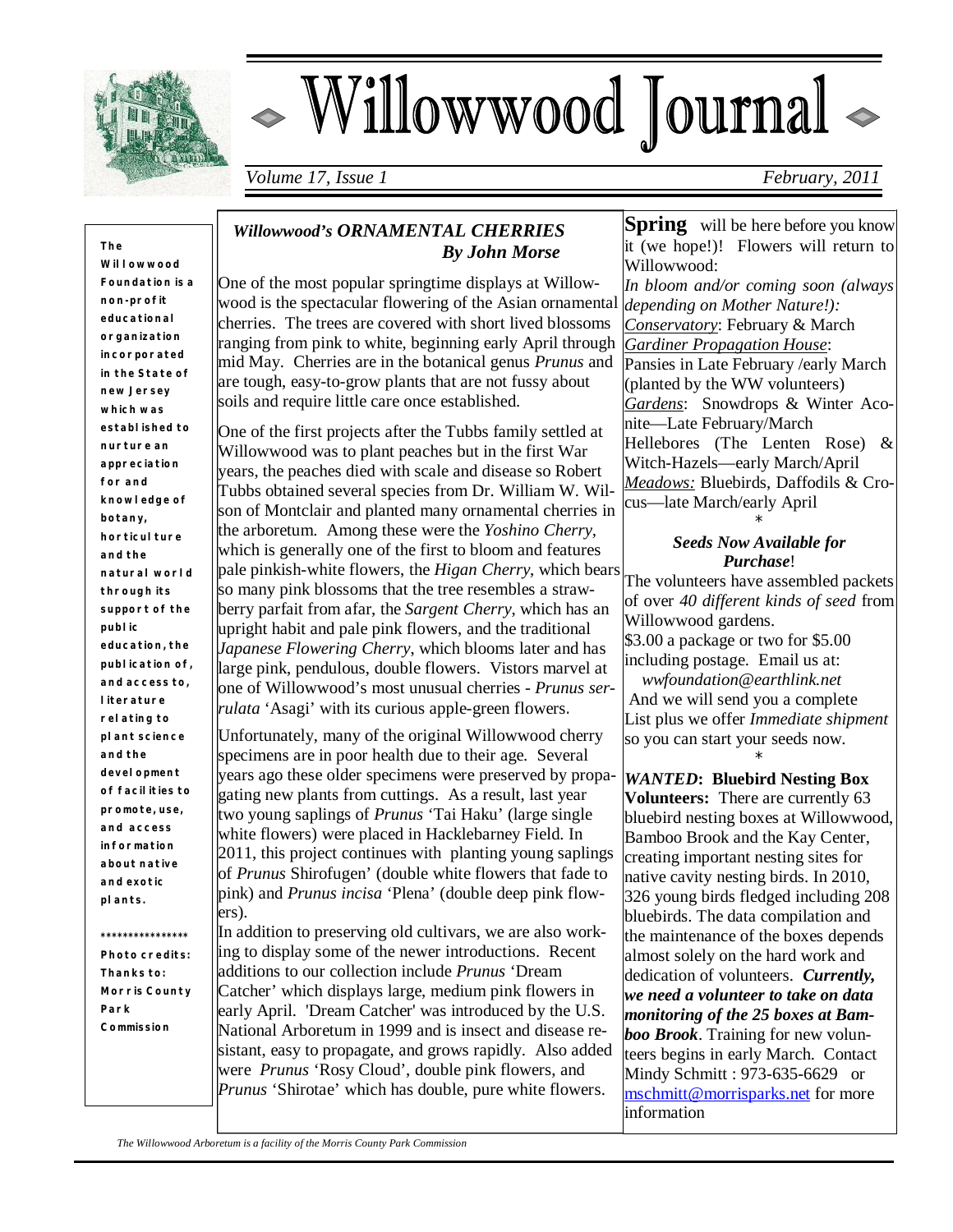# Willowwood Journal

*Volume 17, Issue 1* *February, 2011*

**The Willowwood Foundation is a non-profit educational organization incorporated in the State of new Jersey which was established to nurture an appreciation for and knowledge of botany, horticulture and the natural world through its support of the public education, the publication of, and access to, literature relating to plant science and the development of facilities to promote, use, and access information about native and exotic plants.**

****************

**Photo credits: Thanks to: Morris County Park Commission**

## *Willowwood's ORNAMENTAL CHERRIES*
### *By John Morse*

One of the most popular springtime displays at Willowwood is the spectacular flowering of the Asian ornamental cherries. The trees are covered with short lived blossoms ranging from pink to white, beginning early April through mid May. Cherries are in the botanical genus *Prunus* and are tough, easy-to-grow plants that are not fussy about soils and require little care once established.

One of the first projects after the Tubbs family settled at Willowwood was to plant peaches but in the first War years, the peaches died with scale and disease so Robert Tubbs obtained several species from Dr. William W. Wilson of Montclair and planted many ornamental cherries in the arboretum. Among these were the *Yoshino Cherry*, which is generally one of the first to bloom and features pale pinkish-white flowers, the *Higan Cherry*, which bears so many pink blossoms that the tree resembles a strawberry parfait from afar, the *Sargent Cherry*, which has an upright habit and pale pink flowers, and the traditional *Japanese Flowering Cherry*, which blooms later and has large pink, pendulous, double flowers. Vistors marvel at one of Willowwood's most unusual cherries - *Prunus serrulata* 'Asagi' with its curious apple-green flowers.

Unfortunately, many of the original Willowwood cherry specimens are in poor health due to their age. Several years ago these older specimens were preserved by propagating new plants from cuttings. As a result, last year two young saplings of *Prunus* 'Tai Haku' (large single white flowers) were placed in Hacklebarney Field. In 2011, this project continues with planting young saplings of *Prunus* Shirofugen' (double white flowers that fade to pink) and *Prunus incisa* 'Plena' (double deep pink flowers).

In addition to preserving old cultivars, we are also working to display some of the newer introductions. Recent additions to our collection include *Prunus* 'Dream Catcher' which displays large, medium pink flowers in early April. 'Dream Catcher' was introduced by the U.S. National Arboretum in 1999 and is insect and disease resistant, easy to propagate, and grows rapidly. Also added were *Prunus* 'Rosy Cloud', double pink flowers, and *Prunus* 'Shirotae' which has double, pure white flowers.

**Spring** will be here before you know it (we hope!)! Flowers will return to Willowwood:

*In bloom and/or coming soon (always depending on Mother Nature!):*

*Conservatory*: February & March

*Gardiner Propagation House*: Pansies in Late February /early March (planted by the WW volunteers)

*Gardens*: Snowdrops & Winter Aconite—Late February/March Hellebores (The Lenten Rose) & Witch-Hazels—early March/April

*Meadows:* Bluebirds, Daffodils & Crocus—late March/early April

*

### *Seeds Now Available for Purchase*!

The volunteers have assembled packets of over *40 different kinds of seed* from Willowwood gardens.

$3.00 a package or two for $5.00 including postage. Email us at: *wwfoundation@earthlink.net* And we will send you a complete List plus we offer *Immediate shipment* so you can start your seeds now.

*

***WANTED*: Bluebird Nesting Box Volunteers:** There are currently 63 bluebird nesting boxes at Willowwood, Bamboo Brook and the Kay Center, creating important nesting sites for native cavity nesting birds. In 2010, 326 young birds fledged including 208 bluebirds. The data compilation and the maintenance of the boxes depends almost solely on the hard work and dedication of volunteers. ***Currently, we need a volunteer to take on data monitoring of the 25 boxes at Bamboo Brook***. Training for new volunteers begins in early March. Contact Mindy Schmitt : 973-635-6629 or mschmitt@morrisparks.net for more information

*The Willowwood Arboretum is a facility of the Morris County Park Commission*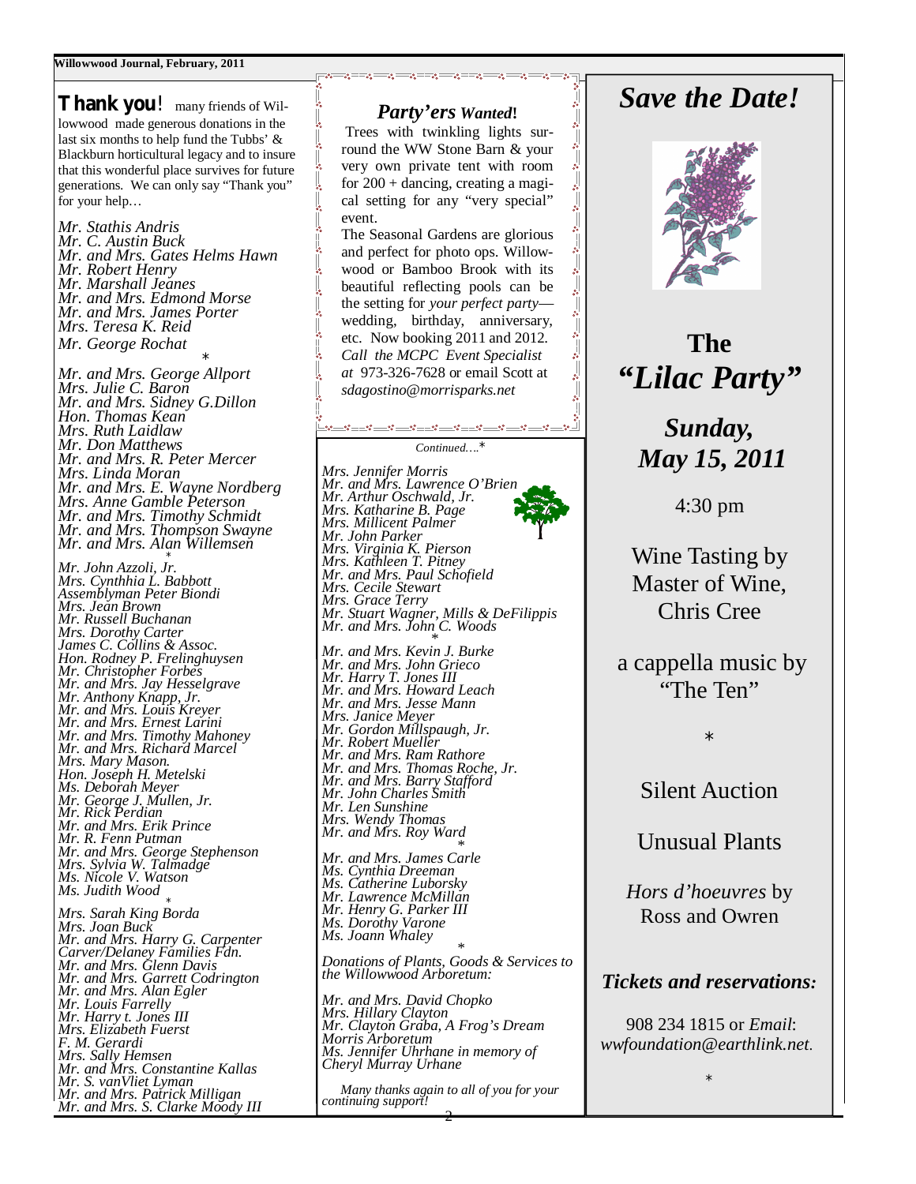**Thank you**! many friends of Willowwood made generous donations in the last six months to help fund the Tubbs' & Blackburn horticultural legacy and to insure that this wonderful place survives for future generations. We can only say "Thank you" for your help…

*Mr. Stathis Andris*
*Mr. C. Austin Buck*
*Mr. and Mrs. Gates Helms Hawn*
*Mr. Robert Henry*
*Mr. Marshall Jeanes*
*Mr. and Mrs. Edmond Morse*
*Mr. and Mrs. James Porter*
*Mrs. Teresa K. Reid*
*Mr. George Rochat*

*

*Mr. and Mrs. George Allport*
*Mrs. Julie C. Baron*
*Mr. and Mrs. Sidney G.Dillon*
*Hon. Thomas Kean*
*Mrs. Ruth Laidlaw*
*Mr. Don Matthews*
*Mr. and Mrs. R. Peter Mercer*
*Mrs. Linda Moran*
*Mr. and Mrs. E. Wayne Nordberg*
*Mrs. Anne Gamble Peterson*
*Mr. and Mrs. Timothy Schmidt*
*Mr. and Mrs. Thompson Swayne*
*Mr. and Mrs. Alan Willemsen*

*

*Mr. John Azzoli, Jr.*
*Mrs. Cynthhia L. Babbott*
*Assemblyman Peter Biondi*
*Mrs. Jean Brown*
*Mr. Russell Buchanan*
*Mrs. Dorothy Carter*
*James C. Collins & Assoc.*
*Hon. Rodney P. Frelinghuysen*
*Mr. Christopher Forbes*
*Mr. and Mrs. Jay Hesselgrave*
*Mr. Anthony Knapp, Jr.*
*Mr. and Mrs. Louis Kreyer*
*Mr. and Mrs. Ernest Larini*
*Mr. and Mrs. Timothy Mahoney*
*Mr. and Mrs. Richard Marcel*
*Mrs. Mary Mason.*
*Hon. Joseph H. Metelski*
*Ms. Deborah Meyer*
*Mr. George J. Mullen, Jr.*
*Mr. Rick Perdian*
*Mr. and Mrs. Erik Prince*
*Mr. R. Fenn Putman*
*Mr. and Mrs. George Stephenson*
*Mrs. Sylvia W. Talmadge*
*Ms. Nicole V. Watson*
*Ms. Judith Wood*

*

*Mrs. Sarah King Borda*
*Mrs. Joan Buck*
*Mr. and Mrs. Harry G. Carpenter*
*Carver/Delaney Families Fdn.*
*Mr. and Mrs. Glenn Davis*
*Mr. and Mrs. Garrett Codrington*
*Mr. and Mrs. Alan Egler*
*Mr. Louis Farrelly*
*Mr. Harry t. Jones III*
*Mrs. Elizabeth Fuerst*
*F. M. Gerardi*
*Mrs. Sally Hemsen*
*Mr. and Mrs. Constantine Kallas*
*Mr. S. vanVliet Lyman*
*Mr. and Mrs. Patrick Milligan*
*Mr. and Mrs. S. Clarke Moody III*

*Continued….**

*Mrs. Jennifer Morris*
*Mr. and Mrs. Lawrence O'Brien*
*Mr. Arthur Oschwald, Jr.*
*Mrs. Katharine B. Page*
*Mrs. Millicent Palmer*
*Mr. John Parker*
*Mrs. Virginia K. Pierson*
*Mrs. Kathleen T. Pitney*
*Mr. and Mrs. Paul Schofield*
*Mrs. Cecile Stewart*
*Mrs. Grace Terry*
*Mr. Stuart Wagner, Mills & DeFilippis*
*Mr. and Mrs. John C. Woods*

*

*Mr. and Mrs. Kevin J. Burke*
*Mr. and Mrs. John Grieco*
*Mr. Harry T. Jones III*
*Mr. and Mrs. Howard Leach*
*Mr. and Mrs. Jesse Mann*
*Mrs. Janice Meyer*
*Mr. Gordon Millspaugh, Jr.*
*Mr. Robert Mueller*
*Mr. and Mrs. Ram Rathore*
*Mr. and Mrs. Thomas Roche, Jr.*
*Mr. and Mrs. Barry Stafford*
*Mr. John Charles Smith*
*Mr. Len Sunshine*
*Mrs. Wendy Thomas*
*Mr. and Mrs. Roy Ward*

*

*Mr. and Mrs. James Carle*
*Ms. Cynthia Dreeman*
*Ms. Catherine Luborsky*
*Mr. Lawrence McMillan*
*Mr. Henry G. Parker III*
*Ms. Dorothy Varone*
*Ms. Joann Whaley*

*

*Donations of Plants, Goods & Services to the Willowwood Arboretum:*

*Mr. and Mrs. David Chopko*
*Mrs. Hillary Clayton*
*Mr. Clayton Graba, A Frog's Dream*
*Morris Arboretum*
*Ms. Jennifer Uhrhane in memory of Cheryl Murray Urhane*

*Many thanks again to all of you for your continuing support!*

## *Party'ers Wanted!*

Trees with twinkling lights surround the WW Stone Barn & your very own private tent with room for 200 + dancing, creating a magical setting for any "very special" event.

The Seasonal Gardens are glorious and perfect for photo ops. Willowwood or Bamboo Brook with its beautiful reflecting pools can be the setting for *your perfect party*—wedding, birthday, anniversary, etc. Now booking 2011 and 2012. *Call the MCPC Event Specialist at* 973-326-7628 or email Scott at *sdagostino@morrisparks.net*

# *Save the Date!*

## The *"Lilac Party"*

### *Sunday, May 15, 2011*

4:30 pm

Wine Tasting by Master of Wine, Chris Cree

a cappella music by "The Ten"

*

Silent Auction

Unusual Plants

*Hors d'hoeuvres* by Ross and Owren

***Tickets and reservations:***

908 234 1815 or *Email*: *wwfoundation@earthlink.net.*

*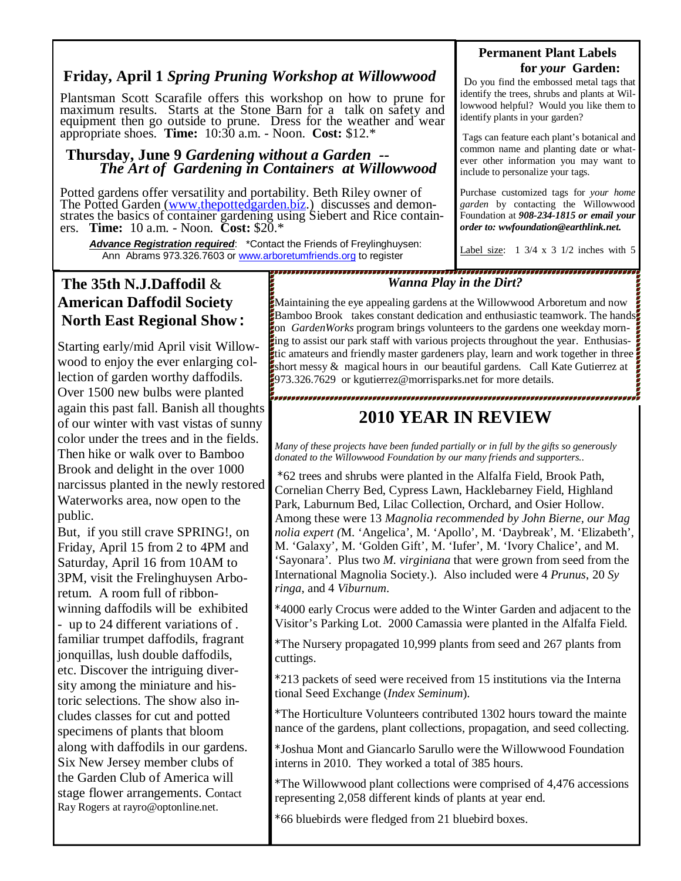## Friday, April 1 *Spring Pruning Workshop at Willowwood*

Plantsman Scott Scarafile offers this workshop on how to prune for maximum results. Starts at the Stone Barn for a talk on safety and equipment then go outside to prune. Dress for the weather and wear appropriate shoes. **Time:** 10:30 a.m. - Noon. **Cost:** $12.*

## Thursday, June 9 *Gardening without a Garden -- The Art of Gardening in Containers at Willowwood*

Potted gardens offer versatility and portability. Beth Riley owner of The Potted Garden (www.thepottedgarden.biz.) discusses and demonstrates the basics of container gardening using Siebert and Rice containers. **Time:** 10 a.m. - Noon. **Cost:** $20.*

***Advance Registration required***: *Contact the Friends of Freylinghuysen: Ann Abrams 973.326.7603 or www.arboretumfriends.org to register

### Permanent Plant Labels for *your* Garden:

Do you find the embossed metal tags that identify the trees, shrubs and plants at Willowwood helpful? Would you like them to identify plants in your garden?

Tags can feature each plant's botanical and common name and planting date or whatever other information you may want to include to personalize your tags.

Purchase customized tags for *your home garden* by contacting the Willowwood Foundation at ***908-234-1815 or email your order to: wwfoundation@earthlink.net.***

Label size: 1 3/4 x 3 1/2 inches with 5

## The 35th N.J.Daffodil & American Daffodil Society North East Regional Show:

Starting early/mid April visit Willowwood to enjoy the ever enlarging collection of garden worthy daffodils. Over 1500 new bulbs were planted again this past fall. Banish all thoughts of our winter with vast vistas of sunny color under the trees and in the fields. Then hike or walk over to Bamboo Brook and delight in the over 1000 narcissus planted in the newly restored Waterworks area, now open to the public.

But, if you still crave SPRING!, on Friday, April 15 from 2 to 4PM and Saturday, April 16 from 10AM to 3PM, visit the Frelinghuysen Arboretum. A room full of ribbon-winning daffodils will be exhibited - up to 24 different variations of . familiar trumpet daffodils, fragrant jonquillas, lush double daffodils, etc. Discover the intriguing diversity among the miniature and historic selections. The show also includes classes for cut and potted specimens of plants that bloom along with daffodils in our gardens. Six New Jersey member clubs of the Garden Club of America will stage flower arrangements. Contact Ray Rogers at rayro@optonline.net.

### *Wanna Play in the Dirt?*

Maintaining the eye appealing gardens at the Willowwood Arboretum and now Bamboo Brook takes constant dedication and enthusiastic teamwork. The hands on *GardenWorks* program brings volunteers to the gardens one weekday morning to assist our park staff with various projects throughout the year. Enthusiastic amateurs and friendly master gardeners play, learn and work together in three short messy & magical hours in our beautiful gardens. Call Kate Gutierrez at 973.326.7629 or kgutierrez@morrisparks.net for more details.

## 2010 YEAR IN REVIEW

*Many of these projects have been funded partially or in full by the gifts so generously donated to the Willowwood Foundation by our many friends and supporters..*

*62 trees and shrubs were planted in the Alfalfa Field, Brook Path, Cornelian Cherry Bed, Cypress Lawn, Hacklebarney Field, Highland Park, Laburnum Bed, Lilac Collection, Orchard, and Osier Hollow. Among these were 13 *Magnolia recommended by John Bierne, our Magnolia expert (*M. 'Angelica', M. 'Apollo', M. 'Daybreak', M. 'Elizabeth', M. 'Galaxy', M. 'Golden Gift', M. 'Iufer', M. 'Ivory Chalice', and M. 'Sayonara'. Plus two *M. virginiana* that were grown from seed from the International Magnolia Society.). Also included were 4 *Prunus*, 20 *Syringa*, and 4 *Viburnum*.

*4000 early Crocus were added to the Winter Garden and adjacent to the Visitor's Parking Lot. 2000 Camassia were planted in the Alfalfa Field.

*The Nursery propagated 10,999 plants from seed and 267 plants from cuttings.

*213 packets of seed were received from 15 institutions via the International Seed Exchange (*Index Seminum*).

*The Horticulture Volunteers contributed 1302 hours toward the maintenance of the gardens, plant collections, propagation, and seed collecting.

*Joshua Mont and Giancarlo Sarullo were the Willowwood Foundation interns in 2010. They worked a total of 385 hours.

*The Willowwood plant collections were comprised of 4,476 accessions representing 2,058 different kinds of plants at year end.

*66 bluebirds were fledged from 21 bluebird boxes.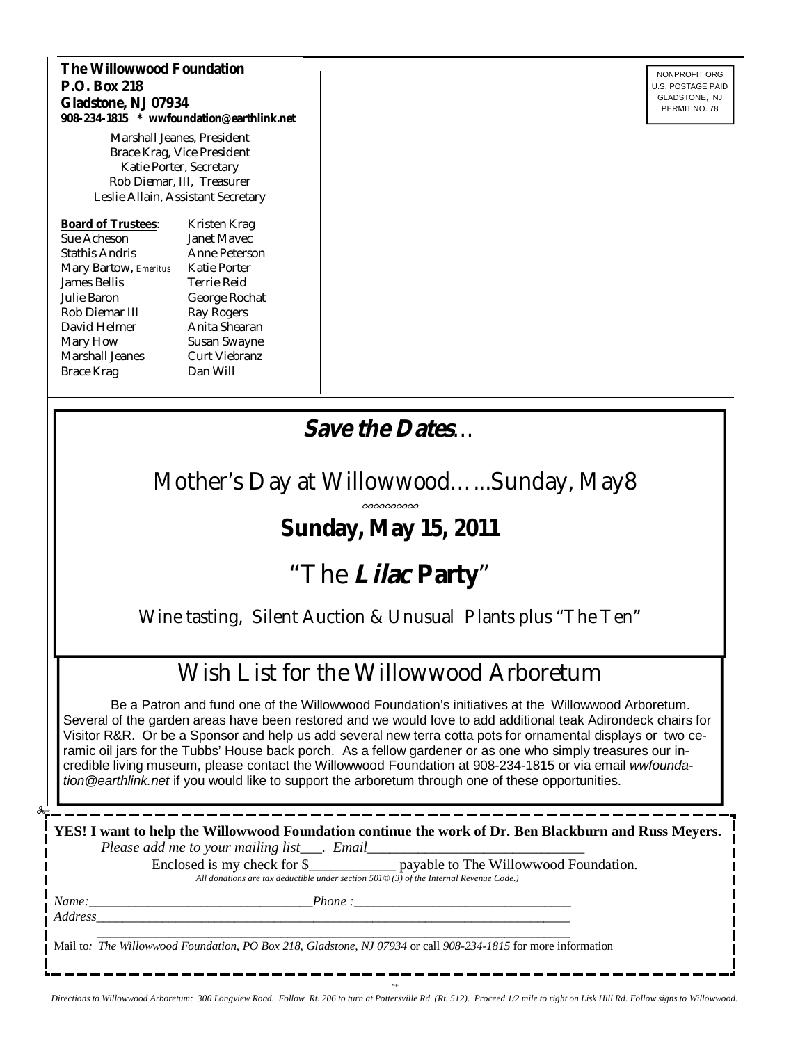**The Willowwood Foundation**
**P.O. Box 218**
**Gladstone, NJ 07934**
**908-234-1815 * wwfoundation@earthlink.net**

Marshall Jeanes, President
Brace Krag, Vice President
Katie Porter, Secretary
Rob Diemar, III, Treasurer
Leslie Allain, Assistant Secretary

**Board of Trustees**:
Sue Acheson
Stathis Andris
Mary Bartow, *Emeritus*
James Bellis
Julie Baron
Rob Diemar III
David Helmer
Mary How
Marshall Jeanes
Brace Krag
Kristen Krag
Janet Mavec
Anne Peterson
Katie Porter
Terrie Reid
George Rochat
Ray Rogers
Anita Shearan
Susan Swayne
Curt Viebranz
Dan Will

NONPROFIT ORG
U.S. POSTAGE PAID
GLADSTONE, NJ
PERMIT NO. 78

## *Save the Dates*…

Mother's Day at Willowwood…...Sunday, May8

∞∞∞∞∞

**Sunday, May 15, 2011**

"The ***Lilac*** **Party**"

Wine tasting, Silent Auction & Unusual Plants plus "The Ten"

## Wish List for the Willowwood Arboretum

Be a Patron and fund one of the Willowwood Foundation's initiatives at the Willowwood Arboretum. Several of the garden areas have been restored and we would love to add additional teak Adirondeck chairs for Visitor R&R. Or be a Sponsor and help us add several new terra cotta pots for ornamental displays or two ceramic oil jars for the Tubbs' House back porch. As a fellow gardener or as one who simply treasures our incredible living museum, please contact the Willowwood Foundation at 908-234-1815 or via email *wwfoundation@earthlink.net* if you would like to support the arboretum through one of these opportunities.

**YES! I want to help the Willowwood Foundation continue the work of Dr. Ben Blackburn and Russ Meyers.**

*Please add me to your mailing list___. Email________________________________*

Enclosed is my check for $____________ payable to The Willowwood Foundation.

*All donations are tax deductible under section 501© (3) of the Internal Revenue Code.)*

*Name:*__________________________________*Phone :*________________________________

*Address*____________________________________________________________________

____________________________________________________________________

Mail to*: The Willowwood Foundation, PO Box 218, Gladstone, NJ 07934* or call *908-234-1815* for more information

*Directions to Willowwood Arboretum: 300 Longview Road. Follow Rt. 206 to turn at Pottersville Rd. (Rt. 512). Proceed 1/2 mile to right on Lisk Hill Rd. Follow signs to Willowwood.*